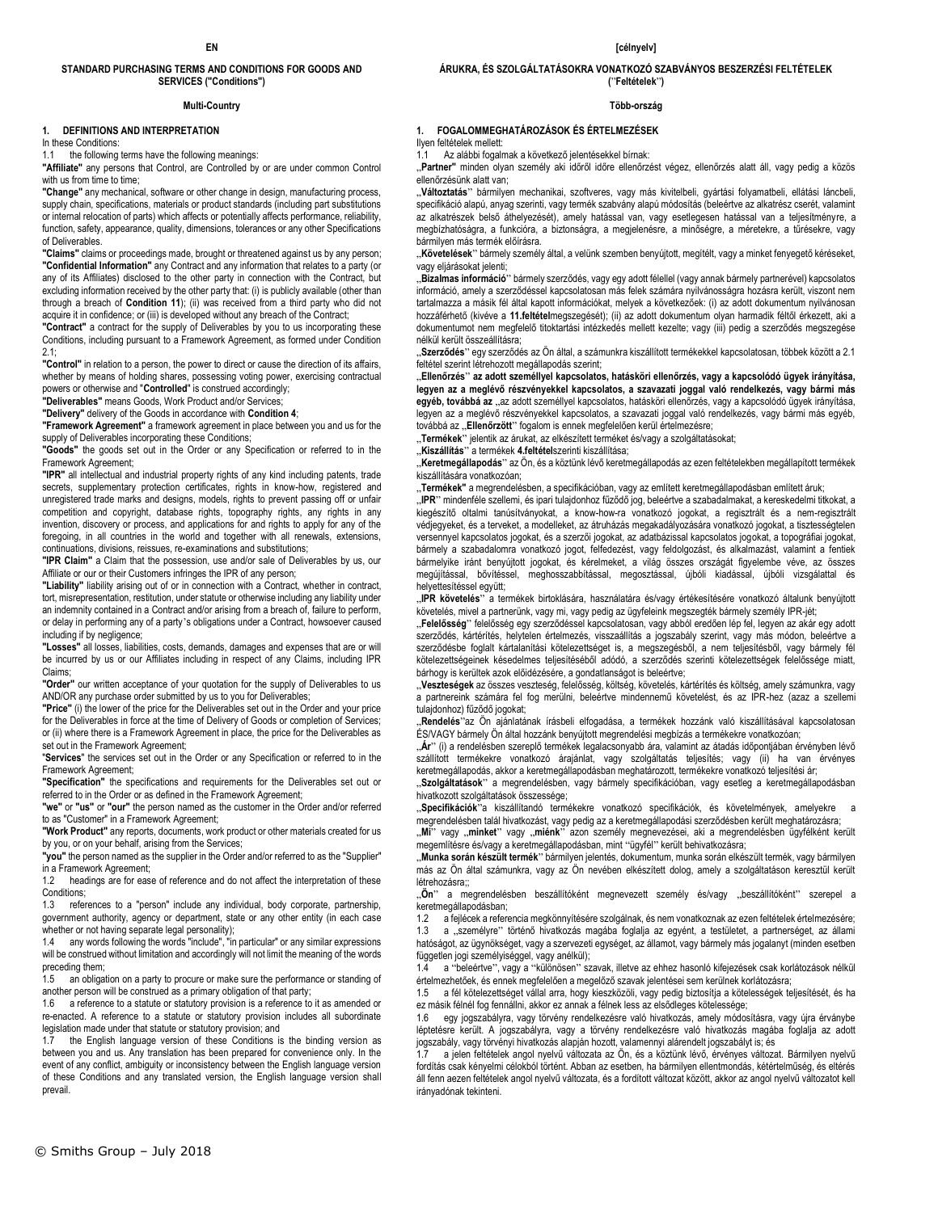EN

## STANDARD PURCHASING TERMS AND CONDITIONS FOR GOODS AND SERVICES ("Conditions")

**Multi-Country**

### 1. DEFINITIONS AND INTERPRETATION

In these Conditions:

1.1 the following terms have the following meanings:

**"Affiliate"** any persons that Control, are Controlled by or are under common Control with us from time to time;

**"Change"** any mechanical, software or other change in design, manufacturing process, supply chain, specifications, materials or product standards (including part substitutions or internal relocation of parts) which affects or potentially affects performance, reliability, function, safety, appearance, quality, dimensions, tolerances or any other Specifications of Deliverables.

**"Claims"** claims or proceedings made, brought or threatened against us by any person;

**"Confidential Information"** any Contract and any information that relates to a party (or any of its Affiliates) disclosed to the other party in connection with the Contract, but excluding information received by the other party that: (i) is publicly available (other than through a breach of **Condition 11**); (ii) was received from a third party who did not acquire it in confidence; or (iii) is developed without any breach of the Contract;

**"Contract"** a contract for the supply of Deliverables by you to us incorporating these Conditions, including pursuant to a Framework Agreement, as formed under Condition 2.1;

**"Control"** in relation to a person, the power to direct or cause the direction of its affairs, whether by means of holding shares, possessing voting power, exercising contractual powers or otherwise and "**Controlled**" is construed accordingly;

**"Deliverables"** means Goods, Work Product and/or Services;

**"Delivery"** delivery of the Goods in accordance with **Condition 4**;

**"Framework Agreement"** a framework agreement in place between you and us for the supply of Deliverables incorporating these Conditions;

**"Goods"** the goods set out in the Order or any Specification or referred to in the Framework Agreement;

**"IPR"** all intellectual and industrial property rights of any kind including patents, trade secrets, supplementary protection certificates, rights in know-how, registered and unregistered trade marks and designs, models, rights to prevent passing off or unfair competition and copyright, database rights, topography rights, any rights in any invention, discovery or process, and applications for and rights to apply for any of the foregoing, in all countries in the world and together with all renewals, extensions, continuations, divisions, reissues, re-examinations and substitutions;

**"IPR Claim"** a Claim that the possession, use and/or sale of Deliverables by us, our Affiliate or our or their Customers infringes the IPR of any person;

**"Liability"** liability arising out of or in connection with a Contract, whether in contract, tort, misrepresentation, restitution, under statute or otherwise including any liability under an indemnity contained in a Contract and/or arising from a breach of, failure to perform, or delay in performing any of a party's obligations under a Contract, howsoever caused including if by negligence;

**"Losses"** all losses, liabilities, costs, demands, damages and expenses that are or will be incurred by us or our Affiliates including in respect of any Claims, including IPR Claims;

**"Order"** our written acceptance of your quotation for the supply of Deliverables to us AND/OR any purchase order submitted by us to you for Deliverables;

**"Price"** (i) the lower of the price for the Deliverables set out in the Order and your price for the Deliverables in force at the time of Delivery of Goods or completion of Services; or (ii) where there is a Framework Agreement in place, the price for the Deliverables as set out in the Framework Agreement;

**"Services"** the services set out in the Order or any Specification or referred to in the Framework Agreement;

**"Specification"** the specifications and requirements for the Deliverables set out or referred to in the Order or as defined in the Framework Agreement;

**"we"** or **"us"** or **"our"** the person named as the customer in the Order and/or referred to as "Customer" in a Framework Agreement;

**"Work Product"** any reports, documents, work product or other materials created for us by you, or on your behalf, arising from the Services;

**"you"** the person named as the supplier in the Order and/or referred to as the "Supplier" in a Framework Agreement;

1.2 headings are for ease of reference and do not affect the interpretation of these Conditions;

1.3 references to a "person" include any individual, body corporate, partnership, government authority, agency or department, state or any other entity (in each case whether or not having separate legal personality);

1.4 any words following the words "include", "in particular" or any similar expressions will be construed without limitation and accordingly will not limit the meaning of the words preceding them;

1.5 an obligation on a party to procure or make sure the performance or standing of another person will be construed as a primary obligation of that party;

1.6 a reference to a statute or statutory provision is a reference to it as amended or re-enacted. A reference to a statute or statutory provision includes all subordinate legislation made under that statute or statutory provision; and

1.7 the English language version of these Conditions is the binding version as between you and us. Any translation has been prepared for convenience only. In the event of any conflict, ambiguity or inconsistency between the English language version of these Conditions and any translated version, the English language version shall prevail.

[célnyelv]

## ÁRUKRA, ÉS SZOLGÁLTATÁSOKRA VONATKOZÓ SZABVÁNYOS BESZERZÉSI FELTÉTELEK ("Feltételek")

**Több-ország**

### 1. FOGALOMMEGHATÁROZÁSOK ÉS ÉRTELMEZÉSEK

Ilyen feltételek mellett:

1.1 Az alábbi fogalmak a következő jelentésekkel bírnak:

„**Partner**" minden olyan személy aki időről időre ellenőrzést végez, ellenőrzés alatt áll, vagy pedig a közös ellenőrzésünk alatt van;

„**Változtatás**" bármilyen mechanikai, szoftveres, vagy más kivitelbeli, gyártási folyamatbeli, ellátási láncbeli, specifikáció alapú, anyag szerinti, vagy termék szabvány alapú módosítás (beleértve az alkatrész cserét, valamint az alkatrészek belső áthelyezését), amely hatással van, vagy esetlegesen hatással van a teljesítményre, a megbízhatóságra, a funkcióra, a biztonságra, a megjelenésre, a minőségre, a méretekre, a tűrésekre, vagy bármilyen más termék előírásra.

„**Követelések**" bármely személy által, a velünk szemben benyújtott, megítélt, vagy a minket fenyegető kéréseket, vagy eljárásokat jelenti;

„**Bizalmas információ**" bármely szerződés, vagy egy adott iféllel (vagy annak bármely partnerével) kapcsolatos információ, amely a szerződéssel kapcsolatosan más felek számára nyilvánosságra hozásra került, viszont nem tartalmazza a másik fél által kapott információkat, melyek a következők: (i) az adott dokumentum nyilvánosan hozzáférhető (kivéve a **11.feltétel**megszegését); (ii) az adott dokumentum olyan harmadik féltől érkezett, aki a dokumentumot nem megfelelő titoktartási intézkedés mellett kezelte; vagy (iii) pedig a szerződés megszegése nélkül került összeállításra;

„**Szerződés**" egy szerződés az Ön által, a számunkra kiszállított termékekkel kapcsolatosan, többek között a 2.1 feltétel szerint létrehozott megállapodás szerint;

„**Ellenőrzés**" **az adott személlyel kapcsolatos, hatásköri ellenőrzés, vagy a kapcsolódó ügyek irányítása, legyen az a meglévő részvényekkel kapcsolatos, a szavazati joggal való rendelkezés, vagy bármi más egyéb, továbbá az** „az adott személlyel kapcsolatos, hatásköri ellenőrzés, vagy a kapcsolódó ügyek irányítása, legyen az a meglévő részvényekkel kapcsolatos, a szavazati joggal való rendelkezés, vagy bármi más egyéb, továbbá az „**Ellenőrzött**" fogalom is ennek megfelelően kerül értelmezésre;

„**Termékek**" jelentik az árukat, az elkészített terméket és/vagy a szolgáltatásokat;

„**Kiszállítás**" a termékek **4.feltétel**szerinti kiszállítása;

„**Keretmegállapodás**" az Ön, és a köztünk lévő keretmegállapodás az ezen feltételekben megállapított termékek kiszállítására vonatkozóan;

„**Termékek**" a megrendelésben, a specifikációban, vagy az említett keretmegállapodásban említett áruk;

„**IPR**" mindenféle szellemi, és ipari tulajdonhoz fűződő jog, beleértve a szabadalmakat, a kereskedelmi titkokat, a kiegészítő oltalmi tanúsítványokat, a know-how-ra vonatkozó jogokat, a regisztrált és a nem-regisztrált védjegyeket, és a terveket, a modelleket, az átruházás megakadályozására vonatkozó jogokat, a tisztességtelen versennyel kapcsolatos jogokat, és a szerzői jogokat, az adatbázissal kapcsolatos jogokat, a topográfiai jogokat, bármely a szabadalomra vonatkozó jogot, felfedezést, vagy feldolgozást, és alkalmazást, valamint a fentiek bármelyike iránt benyújtott jogokat, és kérelmeket, a világ összes országát figyelembe véve, az összes megújítással, bővítéssel, meghosszabbítással, megosztással, újbóli kiadással, újbóli vizsgálattal és helyettesítéssel együtt;

„**IPR követelés**" a termékek birtoklására, használatára és/vagy értékesítésére vonatkozó általunk benyújtott követelés, mivel a partnerünk, vagy mi, vagy pedig az ügyfeleink megszegték bármely személy IPR-jét;

„**Felelősség**" felelősség egy szerződéssel kapcsolatosan, vagy abból eredően lép fel, legyen az akár egy adott szerződés, kártérítés, helytelen értelmezés, visszaállítás a jogszabály szerint, vagy más módon, beleértve a szerződésbe foglalt kártalanítási kötelezettséget is, a megszegésből, a nem teljesítésből, vagy bármely fél kötelezettségeinek késedelmes teljesítéséből adódó, a szerződés szerinti kötelezettségek felelőssége miatt, bárhogy is kerültek azok előidézésére, a gondatlanságot is beleértve;

„**Veszteségek**" az összes veszteség, felelősség, költség, követelés, kártérítés és költség, amely számunkra, vagy a partnereink számára fel fog merülni, beleértve mindennemű követelést, és az IPR-hez (azaz a szellemi tulajdonhoz) fűződő jogokat;

„**Rendelés**"az Ön ajánlatának írásbeli elfogadása, a termékek hozzánk való kiszállításával kapcsolatosan ÉS/VAGY bármely Ön által hozzánk benyújtott megrendelési megbízás a termékekre vonatkozóan;

„**Ár**" (i) a rendelésben szereplő termékek legalacsonyabb ára, valamint az átadás időpontjában érvényben lévő szállított termékekre vonatkozó árajánlat, vagy szolgáltatás teljesítés; vagy (ii) ha van érvényes keretmegállapodás, akkor a keretmegállapodásban meghatározott, termékekre vonatkozó teljesítési ár;

„**Szolgáltatások**" a megrendelésben, vagy bármely specifikációban, vagy esetleg a keretmegállapodásban hivatkozott szolgáltatások összessége;

„**Specifikációk**"a kiszállítandó termékekre vonatkozó specifikációk, és követelmények, amelyekre a megrendelésben talál hivatkozást, vagy pedig az a keretmegállapodási szerződésben került meghatározásra;

„**Mi**" vagy „**minket**" vagy „**miénk**" azon személy megnevezései, aki a megrendelésben ügyfélként került megemlítésre és/vagy a keretmegállapodásban, mint "ügyfél" került behivatkozásra;

„**Munka során készült termék**" bármilyen jelentés, dokumentum, munka során elkészült termék, vagy bármilyen más az Ön által számunkra, vagy az Ön nevében elkészített dolog, amely a szolgáltatáson keresztül került létrehozásra;;

„**Ön**" a megrendelésben beszállítóként megnevezett személy és/vagy „beszállítóként" szerepel a keretmegállapodásban;

1.2 a fejlécek a referencia megkönnyítésére szolgálnak, és nem vonatkoznak az ezen feltételek értelmezésére;

1.3 a „személyre" történő hivatkozás magába foglalja az egyént, a testületet, a partnerséget, az állami hatóságot, az ügynökséget, vagy a szervezeti egységet, az államot, vagy bármely más jogalanyt (minden esetben független jogi személyiséggel, vagy anélkül);

1.4 a "beleértve", vagy a "különösen" szavak, illetve az ehhez hasonló kifejezések csak korlátozások nélkül értelmezhetőek, és ennek megfelelően a megelőző szavak jelentései sem kerülnek korlátozásra;

1.5 a fél kötelezettséget vállal arra, hogy kieszközöli, vagy pedig biztosítja a kötelességek teljesítését, és ha ez másik félnél fog fennállni, akkor ez annak a félnek less az elsődleges kötelessége;

1.6 egy jogszabályra, vagy törvény rendelkezésre való hivatkozás, amely módosításra, vagy újra érvénybe léptetésre került. A jogszabályra, vagy a törvény rendelkezésre való hivatkozás magába foglalja az adott jogszabály, vagy törvényi hivatkozás alapján hozott, valamennyi alárendelt jogszabályt is; és

1.7 a jelen feltételek angol nyelvű változata az Ön, és a köztünk lévő, érvényes változat. Bármilyen nyelvű fordítás csak kényelmi célokból történt. Abban az esetben, ha bármilyen ellentmondás, kétértelműség, és eltérés áll fenn aezen feltételek angol nyelvű változata, és a fordított változat között, akkor az angol nyelvű változatot kell irányadónak tekinteni.

© Smiths Group – July 2018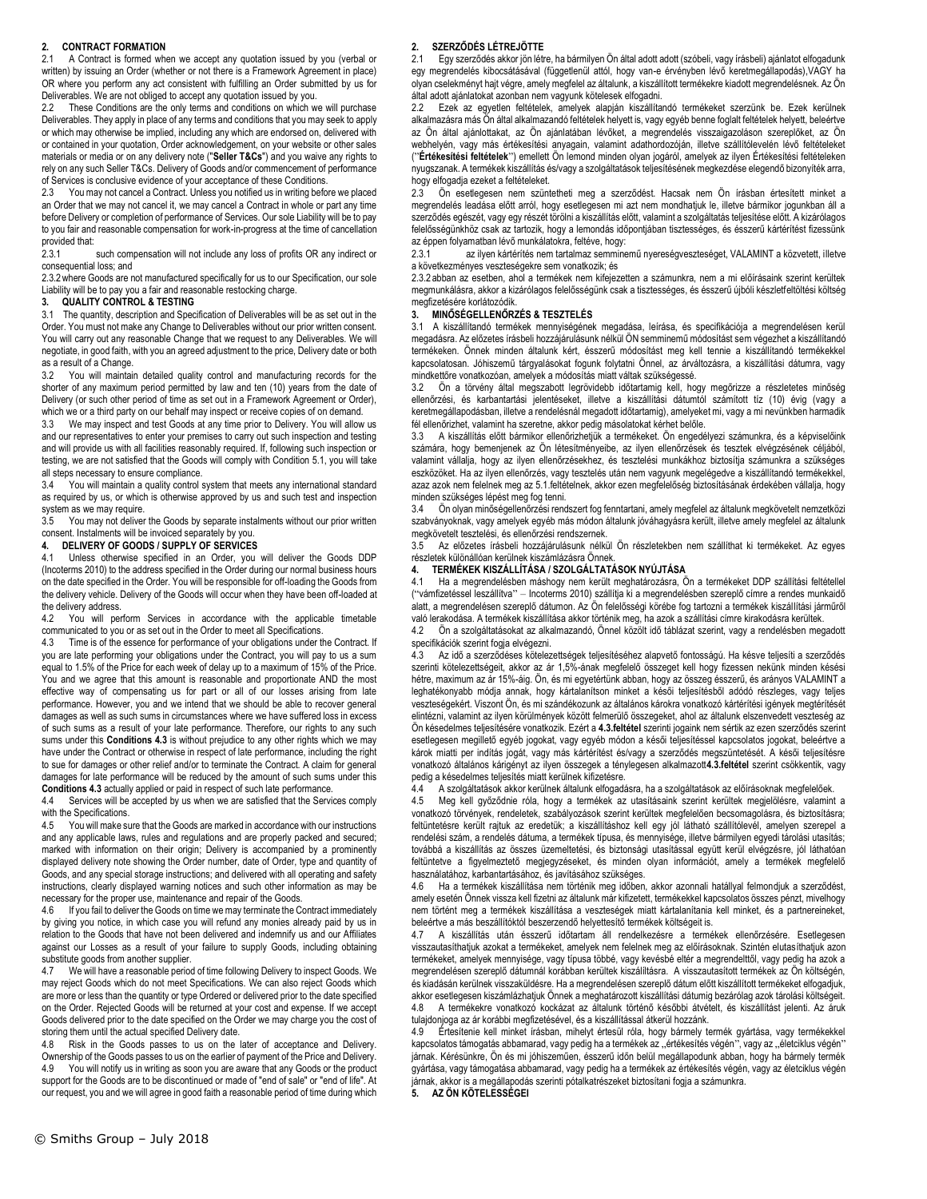## 2. CONTRACT FORMATION

2.1 A Contract is formed when we accept any quotation issued by you (verbal or written) by issuing an Order (whether or not there is a Framework Agreement in place) OR where you perform any act consistent with fulfilling an Order submitted by us for Deliverables. We are not obliged to accept any quotation issued by you.

2.2 These Conditions are the only terms and conditions on which we will purchase Deliverables. They apply in place of any terms and conditions that you may seek to apply or which may otherwise be implied, including any which are endorsed on, delivered with or contained in your quotation, Order acknowledgement, on your website or other sales materials or media or on any delivery note ("**Seller T&Cs**") and you waive any rights to rely on any such Seller T&Cs. Delivery of Goods and/or commencement of performance of Services is conclusive evidence of your acceptance of these Conditions.

2.3 You may not cancel a Contract. Unless you notified us in writing before we placed an Order that we may not cancel it, we may cancel a Contract in whole or part any time before Delivery or completion of performance of Services. Our sole Liability will be to pay to you fair and reasonable compensation for work-in-progress at the time of cancellation provided that:

2.3.1 such compensation will not include any loss of profits OR any indirect or consequential loss; and

2.3.2 where Goods are not manufactured specifically for us to our Specification, our sole Liability will be to pay you a fair and reasonable restocking charge.

## 3. QUALITY CONTROL & TESTING

3.1 The quantity, description and Specification of Deliverables will be as set out in the Order. You must not make any Change to Deliverables without our prior written consent. You will carry out any reasonable Change that we request to any Deliverables. We will negotiate, in good faith, with you an agreed adjustment to the price, Delivery date or both as a result of a Change.

3.2 You will maintain detailed quality control and manufacturing records for the shorter of any maximum period permitted by law and ten (10) years from the date of Delivery (or such other period of time as set out in a Framework Agreement or Order), which we or a third party on our behalf may inspect or receive copies of on demand.

3.3 We may inspect and test Goods at any time prior to Delivery. You will allow us and our representatives to enter your premises to carry out such inspection and testing and will provide us with all facilities reasonably required. If, following such inspection or testing, we are not satisfied that the Goods will comply with Condition 5.1, you will take all steps necessary to ensure compliance.

3.4 You will maintain a quality control system that meets any international standard as required by us, or which is otherwise approved by us and such test and inspection system as we may require.

3.5 You may not deliver the Goods by separate instalments without our prior written consent. Instalments will be invoiced separately by you.

## 4. DELIVERY OF GOODS / SUPPLY OF SERVICES

4.1 Unless otherwise specified in an Order, you will deliver the Goods DDP (Incoterms 2010) to the address specified in the Order during our normal business hours on the date specified in the Order. You will be responsible for off-loading the Goods from the delivery vehicle. Delivery of the Goods will occur when they have been off-loaded at the delivery address.

4.2 You will perform Services in accordance with the applicable timetable communicated to you or as set out in the Order to meet all Specifications.

4.3 Time is of the essence for performance of your obligations under the Contract. If you are late performing your obligations under the Contract, you will pay to us a sum equal to 1.5% of the Price for each week of delay up to a maximum of 15% of the Price. You and we agree that this amount is reasonable and proportionate AND the most effective way of compensating us for part or all of our losses arising from late performance. However, you and we intend that we should be able to recover general damages as well as such sums in circumstances where we have suffered loss in excess of such sums as a result of your late performance. Therefore, our rights to any such sums under this **Conditions 4.3** is without prejudice to any other rights which we may have under the Contract or otherwise in respect of late performance, including the right to sue for damages or other relief and/or to terminate the Contract. A claim for general damages for late performance will be reduced by the amount of such sums under this **Conditions 4.3** actually applied or paid in respect of such late performance.

4.4 Services will be accepted by us when we are satisfied that the Services comply with the Specifications.

4.5 You will make sure that the Goods are marked in accordance with our instructions and any applicable laws, rules and regulations and are properly packed and secured; marked with information on their origin; Delivery is accompanied by a prominently displayed delivery note showing the Order number, date of Order, type and quantity of Goods, and any special storage instructions; and delivered with all operating and safety instructions, clearly displayed warning notices and such other information as may be necessary for the proper use, maintenance and repair of the Goods.

4.6 If you fail to deliver the Goods on time we may terminate the Contract immediately by giving you notice, in which case you will refund any monies already paid by us in relation to the Goods that have not been delivered and indemnify us and our Affiliates against our Losses as a result of your failure to supply Goods, including obtaining substitute goods from another supplier.

4.7 We will have a reasonable period of time following Delivery to inspect Goods. We may reject Goods which do not meet Specifications. We can also reject Goods which are more or less than the quantity or type Ordered or delivered prior to the date specified on the Order. Rejected Goods will be returned at your cost and expense. If we accept Goods delivered prior to the date specified on the Order we may charge you the cost of storing them until the actual specified Delivery date.

4.8 Risk in the Goods passes to us on the later of acceptance and Delivery. Ownership of the Goods passes to us on the earlier of payment of the Price and Delivery.

4.9 You will notify us in writing as soon you are aware that any Goods or the product support for the Goods are to be discontinued or made of "end of sale" or "end of life". At our request, you and we will agree in good faith a reasonable period of time during which

## 2. SZERZŐDÉS LÉTREJÖTTE

2.1 Egy szerződés akkor jön létre, ha bármilyen Ön által adott adott (szóbeli, vagy írásbeli) ajánlatot elfogadunk egy megrendelés kibocsátásával (függetlenül attól, hogy van-e érvényben lévő keretmegállapodás),VAGY ha olyan cselekményt hajt végre, amely megfelel az általunk, a kiszállított termékekre kiadott megrendelésnek. Az Ön által adott ajánlatokat azonban nem vagyunk kötelesek elfogadni.

2.2 Ezek az egyetlen feltételek, amelyek alapján kiszállítandó termékeket szerzünk be. Ezek kerülnek alkalmazásra más Ön által alkalmazandó feltételek helyett is, vagy egyéb benne foglalt feltételek helyett, beleértve az Ön által ajánlottakat, az Ön ajánlatában lévőket, a megrendelés visszaigazoláson szereplőket, az Ön webhelyén, vagy más értékesítési anyagain, valamint adathordozóján, illetve szállítólevelén lévő feltételeket ("**Értékesítési feltételek**") emellett Ön lemond minden olyan jogáról, amelyek az ilyen Értékesítési feltételeken nyugszanak. A termékek kiszállítás és/vagy a szolgáltatások teljesítésének megkezdése elegendő bizonyíték arra, hogy elfogadja ezeket a feltételeket.

2.3 Ön esetlegesen nem szüntetheti meg a szerződést. Hacsak nem Ön írásban értesített minket a megrendelés leadása előtt arról, hogy esetlegesen mi azt nem mondhatjuk le, illetve bármikor jogunkban áll a szerződés egészét, vagy egy részét törölni a kiszállítás előtt, valamint a szolgáltatás teljesítése előtt. A kizárólagos felelősségünkhöz csak az tartozik, hogy a lemondás időpontjában tisztességes, és ésszerű kártérítést fizessünk az éppen folyamatban lévő munkálatokra, feltéve, hogy:

2.3.1 az ilyen kártérítés nem tartalmaz semminemű nyereségveszteséget, VALAMINT a közvetett, illetve a következményes veszteségekre sem vonatkozik; és

2.3.2 abban az esetben, ahol a termékek nem kifejezetten a számunkra, nem a mi előírásaink szerint kerültek megmunkálásra, akkor a kizárólagos felelősségünk csak a tisztességes, és ésszerű újbóli készletfeltöltési költség megfizetésére korlátozódik.

## 3. MINŐSÉGELLENŐRZÉS & TESZTELÉS

3.1 A kiszállítandó termékek mennyiségének megadása, leírása, és specifikációja a megrendelésen kerül megadásra. Az előzetes írásbeli hozzájárulásunk nélkül ÖN semminemű módosítást sem végezhet a kiszállítandó termékeken. Önnek minden általunk kért, ésszerű módosítást meg kell tennie a kiszállítandó termékekkel kapcsolatosan. Jóhiszemű tárgyalásokat fogunk folytatni Önnel, az árváltozásra, a kiszállítási dátumra, vagy mindkettőre vonatkozóan, amelyek a módosítás miatt váltak szükségessé.

3.2 Ön a törvény által megszabott legrövidebb időtartamig kell, hogy megőrizze a részletes minőség ellenőrzési, és karbantartási jelentéseket, illetve a kiszállítási dátumtól számított tíz (10) évig (vagy a keretmegállapodásban, illetve a rendelésnél megadott időtartamig), amelyeket mi, vagy a mi nevünkben harmadik fél ellenőrizhet, valamint ha szeretne, akkor pedig másolatokat kérhet belőle.

3.3 A kiszállítás előtt bármikor ellenőrizhetjük a termékeket. Ön engedélyezi számunkra, és a képviselőink számára, hogy bemenjenek az Ön létesítményeibe, az ilyen ellenőrzések és tesztek elvégzésének céljából, valamint vállalja, hogy az ilyen ellenőrzésekhez, és tesztelési munkákhoz biztosítja számunkra a szükséges eszközöket. Ha az ilyen ellenőrzés, vagy tesztelés után nem vagyunk megelégedve a kiszállítandó termékekkel, azaz azok nem felelnek meg az 5.1.feltételnek, akkor ezen megfelelőség biztosításának érdekében vállalja, hogy minden szükséges lépést meg fog tenni.

3.4 Ön olyan minőségellenőrzési rendszert fog fenntartani, amely megfelel az általunk megkövetelt nemzetközi szabványoknak, vagy amelyet egyéb más módon általunk jóváhagyásra került, illetve amely megfelel az általunk megkövetelt tesztelési, és ellenőrzési rendszernek.

3.5 Az előzetes írásbeli hozzájárulásunk nélkül Ön részletekben nem szállíthat ki termékeket. Az egyes részletek különállóan kerülnek kiszámlázásra Önnek.

## 4. TERMÉKEK KISZÁLLÍTÁSA / SZOLGÁLTATÁSOK NYÚJTÁSA

4.1 Ha a megrendelésben máshogy nem került meghatározásra, Ön a termékeket DDP szállítási feltétellel ("vámfizetéssel leszállítva" – Incoterms 2010) szállítja ki a megrendelésben szereplő címre a rendes munkaidő alatt, a megrendelésen szereplő dátumon. Az Ön felelősségi körébe fog tartozni a termékek kiszállítási járműről való lerakodása. A termékek kiszállítása akkor történik meg, ha azok a szállítási címre kirakodásra kerültek.

4.2 Ön a szolgáltatásokat az alkalmazandó, Önnel közölt idő táblázat szerint, vagy a rendelésben megadott specifikációk szerint fogja elvégezni.

4.3 Az idő a szerződéses kötelezettségek teljesítéséhez alapvető fontosságú. Ha késve teljesíti a szerződés szerinti kötelezettségeit, akkor az ár 1,5%-ának megfelelő összeget kell hogy fizessen nekünk minden késési hétre, maximum az ár 15%-áig. Ön, és mi egyetértünk abban, hogy az összeg ésszerű, és arányos VALAMINT a leghatékonyabb módja annak, hogy kártalanítson minket a késői teljesítésből adódó részleges, vagy teljes veszteségekért. Viszont Ön, és mi szándékozunk az általános károkra vonatkozó kártérítési igények megtérítését elintézni, valamint az ilyen körülmények között felmerülő összegeket, ahol az általunk elszenvedett veszteség az Ön késedelmes teljesítésére vonatkozik. Ezért a **4.3.feltétel** szerinti jogaink nem sértik az ezen szerződés szerint esetlegesen megillető egyéb jogokat, vagy egyéb módon a késői teljesítéssel kapcsolatos jogokat, beleértve a károk miatti per indítás jogát, vagy más kártérítést és/vagy a szerződés megszüntetését. A késői teljesítésre vonatkozó általános kárigényt az ilyen összegek a ténylegesen alkalmazott**4.3.feltétel** szerint csökkentik, vagy pedig a késedelmes teljesítés miatt kerülnek kifizetésre.

4.4 A szolgáltatások akkor kerülnek általunk elfogadásra, ha a szolgáltatások az előírásoknak megfelelőek.

4.5 Meg kell győződnie róla, hogy a termékek az utasításaink szerint kerültek megjelölésre, valamint a vonatkozó törvények, rendeletek, szabályozások szerint kerültek megfelelően becsomagolásra, és biztosításra; feltüntetésre került rajtuk az eredetük; a kiszállításhoz kell egy jól látható szállítólevél, amelyen szerepel a rendelési szám, a rendelés dátuma, a termékek típusa, és mennyisége, illetve bármilyen egyedi tárolási utasítás; továbbá a kiszállítás az összes üzemeltetési, és biztonsági utasítással együtt kerül elvégzésre, jól láthatóan feltüntetve a figyelmeztető megjegyzéseket, és minden olyan információt, amely a termékek megfelelő használatához, karbantartásához, és javításához szükséges.

4.6 Ha a termékek kiszállítása nem történik meg időben, akkor azonnali hatállyal felmondjuk a szerződést, amely esetén Önnek vissza kell fizetni az általunk már kifizetett, termékekkel kapcsolatos összes pénzt, mivelhogy nem történt meg a termékek kiszállítása a veszteségek miatt kártalanítania kell minket, és a partnereinket, beleértve a más beszállítóktól beszerzendő helyettesítő termékek költségeit is.

4.7 A kiszállítás után ésszerű időtartam áll rendelkezésre a termékek ellenőrzésére. Esetlegesen visszautasíthatjuk azokat a termékeket, amelyek nem felelnek meg az előírásoknak. Szintén elutasíthatjuk azon termékeket, amelyek mennyisége, vagy típusa többé, vagy kevésbé eltér a megrendelttől, vagy pedig ha azok a megrendelésen szereplő dátumnál korábban kerültek kiszállításra. A visszautasított termékek az Ön költségén, és kiadásán kerülnek visszaküldésre. Ha a megrendelésen szereplő dátum előtt kiszállított termékeket elfogadjuk, akkor esetlegesen kiszámlázhatjuk Önnek a meghatározott kiszállítási dátumig bezárólag azok tárolási költségeit.

4.8 A termékekre vonatkozó kockázat az általunk történő későbbi átvételt, és kiszállítást jelenti. Az áruk tulajdonjoga az ár korábbi megfizetésével, és a kiszállítással átkerül hozzánk.

4.9 Értesítenie kell minket írásban, mihelyt értesül róla, hogy bármely termék gyártása, vagy termékekkel kapcsolatos támogatás abbamarad, vagy pedig ha a termékek az „értékesítés végén", vagy az „életciklus végén" járnak. Kérésünkre, Ön és mi jóhiszeműen, ésszerű időn belül megállapodunk abban, hogy ha bármely termék gyártása, vagy támogatása abbamarad, vagy pedig ha a termékek az értékesítés végén, vagy az életciklus végén járnak, akkor is a megállapodás szerinti pótalkatrészeket biztosítani fogja a számunkra.

## 5. AZ ÖN KÖTELESSÉGEI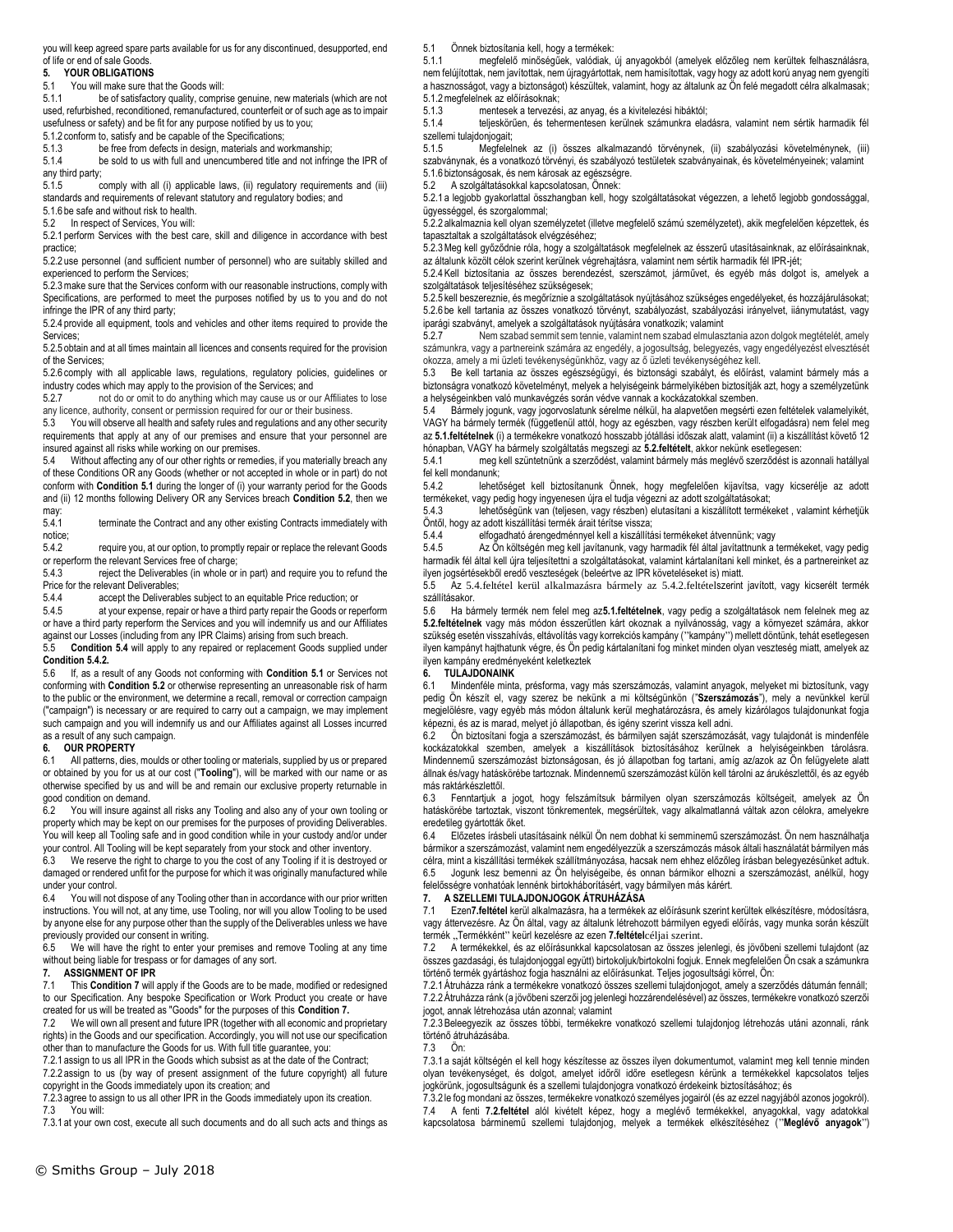you will keep agreed spare parts available for us for any discontinued, desupported, end of life or end of sale Goods.

**5. YOUR OBLIGATIONS**

5.1 You will make sure that the Goods will:

5.1.1 be of satisfactory quality, comprise genuine, new materials (which are not used, refurbished, reconditioned, remanufactured, counterfeit or of such age as to impair usefulness or safety) and be fit for any purpose notified by us to you;

5.1.2 conform to, satisfy and be capable of the Specifications;

5.1.3 be free from defects in design, materials and workmanship;

5.1.4 be sold to us with full and unencumbered title and not infringe the IPR of any third party;

5.1.5 comply with all (i) applicable laws, (ii) regulatory requirements and (iii) standards and requirements of relevant statutory and regulatory bodies; and

5.1.6 be safe and without risk to health.

5.2 In respect of Services, You will:

5.2.1 perform Services with the best care, skill and diligence in accordance with best practice;

5.2.2 use personnel (and sufficient number of personnel) who are suitably skilled and experienced to perform the Services;

5.2.3 make sure that the Services conform with our reasonable instructions, comply with Specifications, are performed to meet the purposes notified by us to you and do not infringe the IPR of any third party;

5.2.4 provide all equipment, tools and vehicles and other items required to provide the Services;

5.2.5 obtain and at all times maintain all licences and consents required for the provision of the Services;

5.2.6 comply with all applicable laws, regulations, regulatory policies, guidelines or industry codes which may apply to the provision of the Services; and

5.2.7 not do or omit to do anything which may cause us or our Affiliates to lose any licence, authority, consent or permission required for our or their business.

5.3 You will observe all health and safety rules and regulations and any other security requirements that apply at any of our premises and ensure that your personnel are insured against all risks while working on our premises.

5.4 Without affecting any of our other rights or remedies, if you materially breach any of these Conditions OR any Goods (whether or not accepted in whole or in part) do not conform with **Condition 5.1** during the longer of (i) your warranty period for the Goods and (ii) 12 months following Delivery OR any Services breach **Condition 5.2**, then we may:

5.4.1 terminate the Contract and any other existing Contracts immediately with notice;

5.4.2 require you, at our option, to promptly repair or replace the relevant Goods or reperform the relevant Services free of charge;

5.4.3 reject the Deliverables (in whole or in part) and require you to refund the Price for the relevant Deliverables;

5.4.4 accept the Deliverables subject to an equitable Price reduction; or

5.4.5 at your expense, repair or have a third party repair the Goods or reperform or have a third party reperform the Services and you will indemnify us and our Affiliates against our Losses (including from any IPR Claims) arising from such breach.

5.5 **Condition 5.4** will apply to any repaired or replacement Goods supplied under **Condition 5.4.2.**

5.6 If, as a result of any Goods not conforming with **Condition 5.1** or Services not conforming with **Condition 5.2** or otherwise representing an unreasonable risk of harm to the public or the environment, we determine a recall, removal or correction campaign ("campaign") is necessary or are required to carry out a campaign, we may implement such campaign and you will indemnify us and our Affiliates against all Losses incurred as a result of any such campaign.

**6. OUR PROPERTY**

6.1 All patterns, dies, moulds or other tooling or materials, supplied by us or prepared or obtained by you for us at our cost ("**Tooling**"), will be marked with our name or as otherwise specified by us and will be and remain our exclusive property returnable in good condition on demand.

6.2 You will insure against all risks any Tooling and also any of your own tooling or property which may be kept on our premises for the purposes of providing Deliverables. You will keep all Tooling safe and in good condition while in your custody and/or under your control. All Tooling will be kept separately from your stock and other inventory.

6.3 We reserve the right to charge to you the cost of any Tooling if it is destroyed or damaged or rendered unfit for the purpose for which it was originally manufactured while under your control.

6.4 You will not dispose of any Tooling other than in accordance with our prior written instructions. You will not, at any time, use Tooling, nor will you allow Tooling to be used by anyone else for any purpose other than the supply of the Deliverables unless we have previously provided our consent in writing.

6.5 We will have the right to enter your premises and remove Tooling at any time without being liable for trespass or for damages of any sort.

**7. ASSIGNMENT OF IPR**

7.1 This **Condition 7** will apply if the Goods are to be made, modified or redesigned to our Specification. Any bespoke Specification or Work Product you create or have created for us will be treated as "Goods" for the purposes of this **Condition 7.**

7.2 We will own all present and future IPR (together with all economic and proprietary rights) in the Goods and our specification. Accordingly, you will not use our specification other than to manufacture the Goods for us. With full title guarantee, you:

7.2.1 assign to us all IPR in the Goods which subsist as at the date of the Contract;

7.2.2 assign to us (by way of present assignment of the future copyright) all future copyright in the Goods immediately upon its creation; and

7.2.3 agree to assign to us all other IPR in the Goods immediately upon its creation.

7.3 You will:

7.3.1 at your own cost, execute all such documents and do all such acts and things as

5.1 Önnek biztosítania kell, hogy a termékek:

5.1.1 megfelelő minőségűek, valódiak, új anyagokból (amelyek előzőleg nem kerültek felhasználásra, nem felújítottak, nem javítottak, nem újragyártottak, nem hamisítottak, vagy nem olyan korú anyag nem gyengíti a hasznosságot, vagy a biztonságot) készültek, valamint, hogy az általunk az Ön felé megadott célra alkalmasak;

5.1.2 megfelelnek az előírásoknak;

5.1.3 mentesek a tervezési, az anyag, és a kivitelezési hibáktól;

5.1.4 teljeskörűen, és tehermentesen kerülnek számunkra eladásra, valamint nem sértik harmadik fél szellemi tulajdonjogait;

5.1.5 Megfelelnek az (i) összes alkalmazandó törvénynek, (ii) szabályozási követelménynek, (iii) szabványnak, és a vonatkozó törvényi, és szabályozó testületek szabványainak, és követelményeinek; valamint

5.1.6 biztonságosak, és nem károsak az egészségre.

5.2 A szolgáltatásokkal kapcsolatosan, Önnek:

5.2.1 a legjobb gyakorlattal összhangban kell, hogy szolgáltatásokat végezzen, a lehető legjobb gondossággal, ügyességgel, és szorgalommal;

5.2.2 alkalmaznia kell olyan személyzetet (illetve megfelelő számú személyzetet), akik megfelelően képzettek, és tapasztaltak a szolgáltatások elvégzéséhez;

5.2.3 Meg kell győződnie róla, hogy a szolgáltatások megfelelnek az ésszerű utasításainknak, az előírásainknak, az általunk közölt célok szerint kerülnek végrehajtásra, valamint nem sértik harmadik fél IPR-jét;

5.2.4 Kell biztosítania az összes berendezést, szerszámot, járművet, és egyéb más dolgot is, amelyek a szolgáltatások teljesítéséhez szükségesek;

5.2.5 kell beszereznie, és megőriznie a szolgáltatások nyújtásához szükséges engedélyeket, és hozzájárulásokat;

5.2.6 be kell tartania az összes vonatkozó törvényt, szabályozást, szabályozási irányelvet, iiánymutatást, vagy iparági szabványt, amelyek a szolgáltatások nyújtására vonatkozik; valamint

5.2.7 Nem szabad semmit sem tennie, valamint nem szabad elmulasztania azon dolgok megtételét, amely számunkra, vagy a partnereink számára az engedély, a jogosultság, belegyezés, vagy engedélyezést elvesztését okozza, amely a mi üzleti tevékenységünkhöz, vagy az ő üzleti tevékenységéhez kell.

5.3 Be kell tartania az összes egészségügyi, és biztonsági szabályt, és előírást, valamint bármely más a biztonságra vonatkozó követelményt, melyek a helyiségeink bármelyikében biztosítják azt, hogy a személyzetünk a helységeinkben való munkavégzés során védve vannak a kockázatokkal szemben.

5.4 Bármely jogunk, vagy jogorvoslatunk sérelme nélkül, ha alapvetően megsérti ezen feltételek valamelyikét, VAGY ha bármely termék (függetlenül attól, hogy az egészben, vagy részben került elfogadásra) nem felel meg az **5.1.feltételnek** (i) a termékekre vonatkozó hosszabb jótállási időszak alatt, valamint (ii) a kiszállítást követő 12 hónapban, VAGY ha bármely szolgáltatás megszegi az **5.2.feltételt**, akkor nekünk esetlegesen:

5.4.1 meg kell szüntetnünk a szerződést, valamint bármely más meglévő szerződést is azonnali hatállyal fel kell mondanunk;

5.4.2 lehetőséget kell biztosítanunk Önnek, hogy megfelelően kijavítsa, vagy kicserélje az adott termékeket, vagy pedig hogy ingyenesen újra el tudja végezni az adott szolgáltatásokat;

5.4.3 lehetőségünk van (teljesen, vagy részben) elutasítani a kiszállított termékeket , valamint kérhetjük Öntől, hogy az adott kiszállítási termék árait térítse vissza;

5.4.4 elfogadható árengedménnyel kell a kiszállítási termékeket átvennünk; vagy

5.4.5 Az Ön költségén meg kell javítanunk, vagy harmadik fél által javíttatnunk a termékeket, vagy pedig harmadik fél által kell újra teljesítetni a szolgáltatásokat, valamint kártalanítani kell minket, és a partnereinket az ilyen jogsértésekből eredő veszteségek (beleértve az IPR követeléseket is) miatt.

5.5 Az 5.4.feltétel kerül alkalmazásra bármely az 5.4.2.feltételszerint javított, vagy kicserélt termék szállításakor.

5.6 Ha bármely termék nem felel meg az**5.1.feltételnek**, vagy pedig a szolgáltatások nem felelnek meg az **5.2.feltételnek** vagy más módon ésszerűtlen kárt okoznak a nyilvánosság, vagy a környezet számára, akkor szükség esetén visszahívás, eltávolítás vagy korrekciós kampány ("kampány") mellett döntünk, tehát esetlegesen ilyen kampányt hajthatunk végre, és Ön pedig kártalanítani fog minket minden olyan veszteség miatt, amelyek az ilyen kampány eredményeként keletkeztek

**6. TULAJDONAINK**

6.1 Mindenféle minta, présforma, vagy más szerszámozás, valamint anyagok, melyeket mi biztosítunk, vagy pedig Ön készít el, vagy szerez be nekünk a mi költségünkön ("**Szerszámozás**"), mely a nevünkkel kerül megjelölésre, vagy egyéb más módon általunk kerül meghatározásra, és amely kizárólagos tulajdonunkat fogja képezni, és az is marad, melyet jó állapotban, és igény szerint vissza kell adni.

6.2 Ön biztosítani fogja a szerszámozást, és bármilyen saját szerszámozását, vagy tulajdonát is mindenféle kockázatokkal szemben, amelyek a kiszállítások biztosításához kerülnek a helyiségeinkben tárolásra. Mindenmű szerszámozást biztonságosan, és jó állapotban fog tartani, amíg az/azok az Ön felügyelete alatt állnak és/vagy hatáskörébe tartoznak. Mindenmű szerszámozást külön kell tárolni az árukészlettől, és az egyéb más raktárkészlettől.

6.3 Fenntartjuk a jogot, hogy felszámítsuk bármilyen olyan szerszámozás költségeit, amelyek az Ön hatáskörébe tartoznak, viszont tönkrementek, megsérültek, vagy alkalmatlanná váltak azon célokra, amelyekre eredetileg gyártották őket.

6.4 Előzetes írásbeli utasításaink nélkül Ön nem dobhat ki semminemű szerszámozást. Ön nem használhatja bármikor a szerszámozást, valamint nem engedélyezzük a szerszámozás mások általi használatát bármilyen más célra, mint a kiszállítási termékek szállítmányozása, hacsak nem ehhez előzőleg írásban belegyezésünket adtuk.

6.5 Jogunk lesz bemenni az Ön helyiségeibe, és onnan bármikor elhozni a szerszámozást, anélkül, hogy felelősségre vonhatóak lennénk birtokháborításért, vagy bármilyen más kárért.

**7. A SZELLEMI TULAJDONJOGOK ÁTRUHÁZÁSA**

7.1 Ezen**7.feltétel** kerül alkalmazásra, ha a termékek az előírásunk szerint kerültek elkészítésre, módosításra, vagy áttervezésre. Az Ön által, vagy az általunk létrehozott bármilyen egyedi előírás, vagy munka során készült termék „Termékként" keürl kezelésre az ezen **7.feltétel**céljai szerint.

7.2 A termékekkel, és az előírásunkkal kapcsolatosan az összes jelenlegi, és jövőbeni szellemi tulajdont (az összes gazdasági, és tulajdonjoggal együtt) birtokoljuk/birtokolni fogjuk. Ennek megfelelően Ön csak a számunkra történő termék gyártáshoz fogja használni az előírásunkat. Teljes jogosultsági kórrel, Ön:

7.2.1 Átruházza ránk a termékekre vonatkozó összes szellemi tulajdonjogot, amely a szerződés dátumán fennáll;

7.2.2 Átruházza ránk (a jövőbeni szerzői jog jelenlegi hozzárendelésével) az összes, termékekre vonatkozó szerzői jogot, annak létrehozása után azonnal; valamint

7.2.3 Beleegyezik az összes többi, termékekre vonatkozó szellemi tulajdonjog létrehozás utáni azonnali, ránk történő átruházásába.

7.3 Ön:

7.3.1 a saját költségén el kell hogy készíttesse az összes ilyen dokumentumot, valamint meg kell tennie minden olyan tevékenységet, és dolgot, amelyet időről időre esetlegesen kérünk a termékekkel kapcsolatos teljes jogkörünk, jogosultságunk és a szellemi tulajdonjogra vonatkozó érdekeink biztosításához; és

7.3.2 le fog mondani az összes, termékekre vonatkozó személyes jogairól (és az ezzel nagyjából azonos jogokról).

7.4 A fenti **7.2.feltétel** alól kivételt képez, hogy a meglévő termékekkel, anyagokkal, vagy adatokkal kapcsolatosa bárminemű szellemi tulajdonjog, melyek a termékek elkészítéséhez ("**Meglévő anyagok**")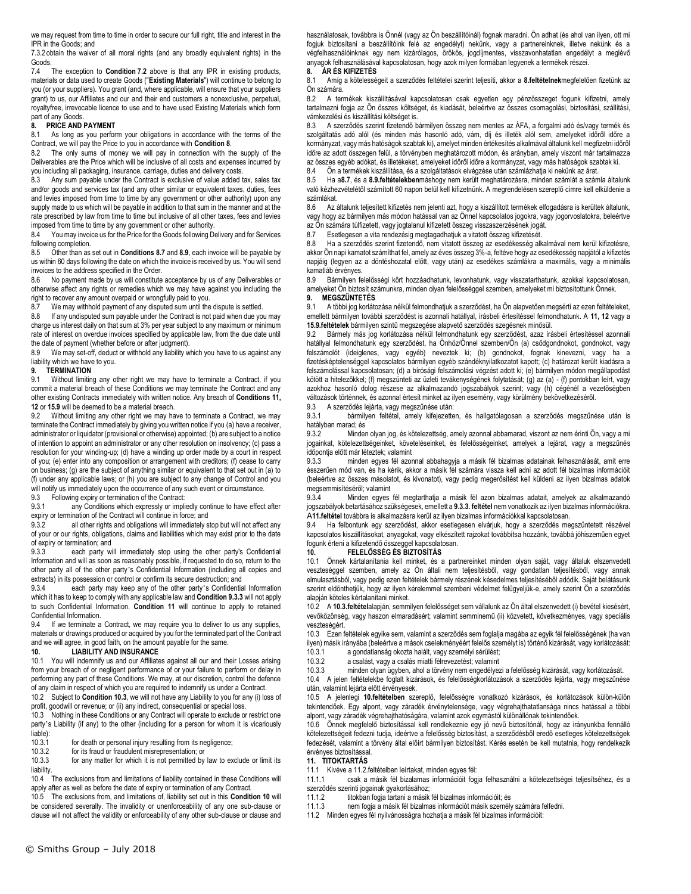we may request from time to time in order to secure our full right, title and interest in the IPR in the Goods; and

7.3.2 obtain the waiver of all moral rights (and any broadly equivalent rights) in the Goods.

7.4 The exception to **Condition 7.2** above is that any IPR in existing products, materials or data used to create Goods ("**Existing Materials**") will continue to belong to you (or your suppliers). You grant (and, where applicable, will ensure that your suppliers grant) to us, our Affiliates and our and their end customers a nonexclusive, perpetual, royaltyfree, irrevocable licence to use and to have used Existing Materials which form part of any Goods.

**8. PRICE AND PAYMENT**

8.1 As long as you perform your obligations in accordance with the terms of the Contract, we will pay the Price to you in accordance with **Condition 8**.

8.2 The only sums of money we will pay in connection with the supply of the Deliverables are the Price which will be inclusive of all costs and expenses incurred by you including all packaging, insurance, carriage, duties and delivery costs.

8.3 Any sum payable under the Contract is exclusive of value added tax, sales tax and/or goods and services tax (and any other similar or equivalent taxes, duties, fees and levies imposed from time to time by any government or other authority) upon any supply made to us which will be payable in addition to that sum in the manner and at the rate prescribed by law from time to time but inclusive of all other taxes, fees and levies imposed from time to time by any government or other authority.

8.4 You may invoice us for the Price for the Goods following Delivery and for Services following completion.

8.5 Other than as set out in **Conditions 8.7** and **8.9**, each invoice will be payable by us within 60 days following the date on which the invoice is received by us. You will send invoices to the address specified in the Order.

8.6 No payment made by us will constitute acceptance by us of any Deliverables or otherwise affect any rights or remedies which we may have against you including the right to recover any amount overpaid or wrongfully paid to you.

8.7 We may withhold payment of any disputed sum until the dispute is settled.

8.8 If any undisputed sum payable under the Contract is not paid when due you may charge us interest daily on that sum at 3% per year subject to any maximum or minimum rate of interest on overdue invoices specified by applicable law, from the due date until the date of payment (whether before or after judgment).

8.9 We may set-off, deduct or withhold any liability which you have to us against any liability which we have to you.

**9. TERMINATION**

9.1 Without limiting any other right we may have to terminate a Contract, if you commit a material breach of these Conditions we may terminate the Contract and any other existing Contracts immediately with written notice. Any breach of **Conditions 11, 12** or **15.9** will be deemed to be a material breach.

9.2 Without limiting any other right we may have to terminate a Contract, we may terminate the Contract immediately by giving you written notice if you (a) have a receiver, administrator or liquidator (provisional or otherwise) appointed; (b) are subject to a notice of intention to appoint an administrator or any other resolution on insolvency; (c) pass a resolution for your winding-up; (d) have a winding up order made by a court in respect of you; (e) enter into any composition or arrangement with creditors; (f) cease to carry on business; (g) are the subject of anything similar or equivalent to that set out in (a) to (f) under any applicable laws; or (h) you are subject to any change of Control and you will notify us immediately upon the occurrence of any such event or circumstance.

9.3 Following expiry or termination of the Contract:

9.3.1 any Conditions which expressly or impliedly continue to have effect after expiry or termination of the Contract will continue in force; and

9.3.2 all other rights and obligations will immediately stop but will not affect any of your or our rights, obligations, claims and liabilities which may exist prior to the date of expiry or termination; and

9.3.3 each party will immediately stop using the other party's Confidential Information and will as soon as reasonably possible, if requested to do so, return to the other party all of the other party's Confidential Information (including all copies and extracts) in its possession or control or confirm its secure destruction; and

9.3.4 each party may keep any of the other party's Confidential Information which it has to keep to comply with any applicable law and **Condition 9.3.3** will not apply to such Confidential Information. **Condition 11** will continue to apply to retained Confidential Information.

9.4 If we terminate a Contract, we may require you to deliver to us any supplies, materials or drawings produced or acquired by you for the terminated part of the Contract and we will agree, in good faith, on the amount payable for the same.

**10. LIABILITY AND INSURANCE**

10.1 You will indemnify us and our Affiliates against all our and their Losses arising from your breach of or negligent performance of or your failure to perform or delay in performing any part of these Conditions. We may, at our discretion, control the defence of any claim in respect of which you are required to indemnify us under a Contract.

10.2 Subject to **Condition 10.3**, we will not have any Liability to you for any (i) loss of profit, goodwill or revenue; or (ii) any indirect, consequential or special loss.

10.3 Nothing in these Conditions or any Contract will operate to exclude or restrict one party's Liability (if any) to the other (including for a person for whom it is vicariously liable):

10.3.1 for death or personal injury resulting from its negligence;

10.3.2 for its fraud or fraudulent misrepresentation; or

10.3.3 for any matter for which it is not permitted by law to exclude or limit its liability.

10.4 The exclusions from and limitations of liability contained in these Conditions will apply after as well as before the date of expiry or termination of any Contract.

10.5 The exclusions from, and limitations of, liability set out in this **Condition 10** will be considered severally. The invalidity or unenforceability of any one sub-clause or clause will not affect the validity or enforceability of any other sub-clause or clause and

használatosak, továbbra is Önnél (vagy az Ön beszállítóinál) fognak maradni. Ön adhat (és ahol van ilyen, ott mi fogjuk biztosítani a beszállítóink felé az engedélyt) nekünk, vagy a partnereinknek, illetve nekünk és a végfelhasználóinknak egy nem kizárólagos, örökös, jogdíjmentes, visszavonhatatlan engedélyt a meglévő anyagok felhasználásával kapcsolatosan, hogy azok milyen formában legyenek a termékek részei.

**8. ÁR ÉS KIFIZETÉS**

8.1 Amíg a kötelességeit a szerződés feltételei szerint teljesíti, akkor a **8.feltételnek**megfelelően fizetünk az Ön számára.

8.2 A termékek kiszállításával kapcsolatosan csak egyetlen egy pénzösszeget fogunk kifizetni, amely tartalmazni fogja az Ön összes költségét, és kiadását, beleértve az összes csomagolási, biztosítási, szállítási, vámkezelési és kiszállítási költséget is.

8.3 A szerződés szerint fizetendő bármilyen összeg nem mentes az ÁFA, a forgalmi adó és/vagy termék és szolgáltatás adó alól (és minden más hasonló adó, vám, díj és illeték alól sem, amelyeket időről időre a kormányzat, vagy más hatóságok szabtak ki), amelyet minden értékesítés alkalmával általunk kell megfizetni időről időre az adott összegen felül, a törvényben meghatározott módon, és arányban, amely viszont már tartalmazza az összes egyéb adókat, és illetékeket, amelyeket időről időre a kormányzat, vagy más hatóságok szabtak ki.

8.4 Ön a termékek kiszállítása, és a szolgáltatások elvégzése után számlázhatja ki nekünk az árat.

8.5 Ha a**8.7**, és a **8.9.feltételekben**máshogy nem került meghatározásra, minden számlát a számla általunk való kézhezvételétől számított 60 napon belül kell kifizetnünk. A megrendelésen szereplő címre kell elküldenie a számlákat.

8.6 Az általunk teljesített kifizetés nem jelenti azt, hogy a kiszállított termékek elfogadásra is kerültek általunk, vagy hogy az bármilyen más módon hatással van az Önnel kapcsolatos jogokra, vagy jogorvoslatokra, beleértve az Ön számára túlfizetett, vagy jogtalanul kifizetett összeg visszaszerzésének jogát.

8.7 Esetlegesen a vita rendezésig megtagadhatjuk a vitatott összeg kifizetését.

8.8 Ha a szerződés szerint fizetendő, nem vitatott összeg az esedékesség alkalmával nem kerül kifizetésre, akkor Ön napi kamatot számíthat fel, amely az éves összeg 3%-a, feltéve hogy az esedékesség napjától a kifizetés napjáig (legyen az a döntéshozatal előtt, vagy után) az esedékes számlákra a maximális, vagy a minimális kamatláb érvényes.

8.9 Bármilyen felelősségi kört hozzáadhatunk, levonhatunk, vagy visszatarthatunk, azokkal kapcsolatosan, amelyeket Ön biztosít számunkra, minden olyan felelősséggel szemben, amelyeket mi biztosítottunk Önnek.

**9. MEGSZÜNTETÉS**

9.1 A többi jog korlátozása nélkül felmondhatjuk a szerződést, ha Ön alapvetően megsérti az ezen feltételeket, emellett bármilyen további szerződést is azonnali hatállyal, írásbeli értesítéssel felmondhatunk. A **11, 12** vagy a **15.9.feltételek** bármilyen szintű megszegése alapvető szerződés szegésnek minősül.

9.2 Bármely más jog korlátozása nélkül felmondhatunk egy szerződést, azaz írásbeli értesítéssel azonnali hatállyal felmondhatunk egy szerződést, ha Önhöz/Önnel szemben/Ön (a) csődgondnokot, gondnokot, vagy felszámolót (ideiglenes, vagy egyéb) neveztek ki; (b) gondnokot, fognak kinevezni, vagy ha a fizetésképtelenséggel kapcsolatos bármilyen egyéb szándéknyilatkozatot kapott; (c) határozat került kiadásra a felszámolással kapcsolatosan; (d) a bírósági felszámolási végzést adott ki; (e) bármilyen módon megállapodást kötött a hitelezőkkel; (f) megszünteti az üzleti tevékenységének folytatását; (g) az (a) - (f) pontokban leírt, vagy azokhoz hasonló dolog részese az alkalmazandó jogszabályok szerint; vagy (h) cégénél a vezetőségben változások történnek, és azonnal értesít minket az ilyen esemény, vagy körülmény bekövetkezéséről.

9.3 A szerződés lejárta, vagy megszűnése után:

9.3.1 bármilyen feltétel, amely kifejezetten, és hallgatólagosan a szerződés megszűnése után is hatályban marad; és

9.3.2 Minden olyan jog, és kötelezettség, amely azonnal abbamarad, viszont az nem érinti Ön, vagy a mi jogainkat, kötelezettségeinket, követeléseinket, és felelősségeinket, amelyek a lejárat, vagy a megszűnés időpontja előtt már léteztek; valamint

9.3.3 minden egyes fél azonnal abbahagyja a másik fél bizalmas adatainak felhasználását, amit erre ésszerűen mód van, és ha kérik, akkor a másik fél számára vissza kell adni az adott fél bizalmas információit (beleértve az összes másolatot, és kivonatot), vagy pedig megerősítést kell küldeni az ilyen bizalmas adatok megsemmisítéséről; valamint

9.3.4 Minden egyes fél megtarthatja a másik fél azon bizalmas adatait, amelyek az alkalmazandó jogszabályok betartásához szükségesek, emellett a **9.3.3. feltétel** nem vonatkozik az ilyen bizalmas információkra. A**11.feltétel** továbbra is alkalmazásra kerül az ilyen bizalmas információkkal kapcsolatosan.

9.4 Ha felbontunk egy szerződést, akkor esetlegesen elvárjuk, hogy a szerződés megszüntetett részével kapcsolatos kiszállításokat, anyagokat, vagy elkészített rajzokat továbbítsa hozzánk, továbbá jóhiszeműen egyet fogunk érteni a kifizetendő összeggel kapcsolatosan.

**10. FELELŐSSÉG ÉS BIZTOSÍTÁS**

10.1 Önnek kártalanítania kell minket, és a partnereinket minden olyan saját, vagy általuk elszenvedett veszteséggel szemben, amely az Ön általi nem teljesítésből, vagy gondatlan teljesítésből, vagy annak elmulasztásából, vagy pedig ezen feltételek bármely részének késedelmes teljesítéséből adódik. Saját belátásunk szerint eldönthetjük, hogy az ilyen kérelemmel szembeni védelmet felügyeljük-e, amely szerint Ön a szerződés alapján köteles kártalanítani minket.

10.2 A **10.3.feltétel**alapján, semmilyen felelősséget sem vállalunk az Ön által elszenvedett (i) bevétel kiesésért, vevőközönség, vagy haszon elmaradásért; valamint semminemű (ii) közvetett, következményes, vagy speciális veszteségért.

10.3 Ezen feltételek egyike sem, valamint a szerződés sem foglalja magába az egyik fél felelősségének (ha van ilyen) másik irányába (beleértve a mások cselekményéért felelős személyt is) történő kizárását, vagy korlátozását:

10.3.1 a gondatlanság okozta halált, vagy személyi sérülést;

10.3.2 a csalást, vagy a csalás miatti félrevezetést; valamint

10.3.3 minden olyan ügyben, ahol a törvény nem engedélyezi a felelősség kizárását, vagy korlátozását.

10.4 A jelen feltételekbe foglalt kizárások, és felelősségkorlátozások a szerződés lejárta, vagy megszűnése után, valamint lejárta előtt érvényesek.

10.5 A jelenlegi **10.feltételben** szereplő, felelősségre vonatkozó kizárások, és korlátozások külön-külön tekintendőek. Egy alpont, vagy záradék érvénytelensége, vagy végrehajthatatlansága nincs hatással a többi alpont, vagy záradék végrehajthatóságára, valamint azok egymástól különállónak tekintendőek.

10.6 Önnek megfelelő biztosítással kell rendelkeznie egy jó nevű biztosítónál, hogy az irányunkba fennálló kötelezettségeit fedezni tudja, ideértve a felelősség biztosítást, a szerződésből eredő esetleges kötelezettségek fedezését, valamint a törvény által előírt bármilyen biztosítást. Kérés esetén be kell mutatnia, hogy rendelkezik érvényes biztosítással.

**11. TITOKTARTÁS**

11.1 Kivéve a 11.2.feltételben leírtakat, minden egyes fél:

11.1.1 csak a másik fél bizalmas információit fogja felhasználni a kötelezettségei teljesítéséhez, és a szerződés szerinti jogainak gyakorlásához;

11.1.2 titokban fogja tartani a másik fél bizalmas információit; és

11.1.3 nem fogja a másik fél bizalmas információt másik személy számára felfedni.

11.2 Minden egyes fél nyilvánosságra hozhatja a másik fél bizalmas információit: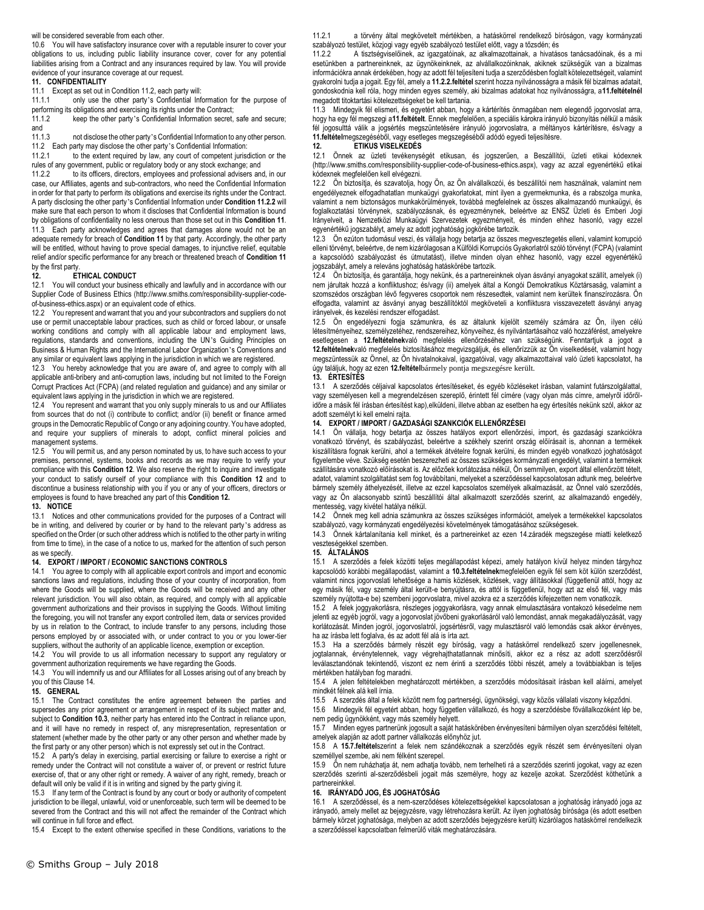will be considered severable from each other.

10.6 You will have satisfactory insurance cover with a reputable insurer to cover your obligations to us, including public liability insurance cover, cover for any potential liabilities arising from a Contract and any insurances required by law. You will provide evidence of your insurance coverage at our request.

**11. CONFIDENTIALITY**

11.1 Except as set out in Condition 11.2, each party will:

11.1.1 only use the other party's Confidential Information for the purpose of performing its obligations and exercising its rights under the Contract;

11.1.2 keep the other party's Confidential Information secret, safe and secure; and

11.1.3 not disclose the other party's Confidential Information to any other person.

11.2 Each party may disclose the other party's Confidential Information:

11.2.1 to the extent required by law, any court of competent jurisdiction or the rules of any government, public or regulatory body or any stock exchange; and

11.2.2 to its officers, directors, employees and professional advisers and, in our case, our Affiliates, agents and sub-contractors, who need the Confidential Information in order for that party to perform its obligations and exercise its rights under the Contract. A party disclosing the other party's Confidential Information under **Condition 11.2.2** will make sure that each person to whom it discloses that Confidential Information is bound by obligations of confidentiality no less onerous than those set out in this **Condition 11**.

11.3 Each party acknowledges and agrees that damages alone would not be an adequate remedy for breach of **Condition 11** by that party. Accordingly, the other party will be entitled, without having to prove special damages, to injunctive relief, equitable relief and/or specific performance for any breach or threatened breach of **Condition 11** by the first party.

**12. ETHICAL CONDUCT**

12.1 You will conduct your business ethically and lawfully and in accordance with our Supplier Code of Business Ethics (http://www.smiths.com/responsibility-supplier-code-of-business-ethics.aspx) or an equivalent code of ethics.

12.2 You represent and warrant that you and your subcontractors and suppliers do not use or permit unacceptable labour practices, such as child or forced labour, or unsafe working conditions and comply with all applicable labour and employment laws, regulations, standards and conventions, including the UN's Guiding Principles on Business & Human Rights and the International Labor Organization's Conventions and any similar or equivalent laws applying in the jurisdiction in which we are registered.

12.3 You hereby acknowledge that you are aware of, and agree to comply with all applicable anti-bribery and anti-corruption laws, including but not limited to the Foreign Corrupt Practices Act (FCPA) (and related regulation and guidance) and any similar or equivalent laws applying in the jurisdiction in which we are registered.

12.4 You represent and warrant that you only supply minerals to us and our Affiliates from sources that do not (i) contribute to conflict; and/or (ii) benefit or finance armed groups in the Democratic Republic of Congo or any adjoining country. You have adopted, and require your suppliers of minerals to adopt, conflict mineral policies and management systems.

12.5 You will permit us, and any person nominated by us, to have such access to your premises, personnel, systems, books and records as we may require to verify your compliance with this **Condition 12**. We also reserve the right to inquire and investigate your conduct to satisfy ourself of your compliance with this **Condition 12** and to discontinue a business relationship with you if you or any of your officers, directors or employees is found to have breached any part of this **Condition 12.**

**13. NOTICE**

13.1 Notices and other communications provided for the purposes of a Contract will be in writing, and delivered by courier or by hand to the relevant party's address as specified on the Order (or such other address which is notified to the other party in writing from time to time), in the case of a notice to us, marked for the attention of such person as we specify.

**14. EXPORT / IMPORT / ECONOMIC SANCTIONS CONTROLS**

14.1 You agree to comply with all applicable export controls and import and economic sanctions laws and regulations, including those of your country of incorporation, from where the Goods will be supplied, where the Goods will be received and any other relevant jurisdiction. You will also obtain, as required, and comply with all applicable government authorizations and their provisos in supplying the Goods. Without limiting the foregoing, you will not transfer any export controlled item, data or services provided by us in relation to the Contract, to include transfer to any persons, including those persons employed by or associated with, or under contract to you or you lower-tier suppliers, without the authority of an applicable licence, exemption or exception.

14.2 You will provide to us all information necessary to support any regulatory or government authorization requirements we have regarding the Goods.

14.3 You will indemnify us and our Affiliates for all Losses arising out of any breach by you of this Clause 14.

**15. GENERAL**

15.1 The Contract constitutes the entire agreement between the parties and supersedes any prior agreement or arrangement in respect of its subject matter and, subject to **Condition 10.3**, neither party has entered into the Contract in reliance upon, and it will have no remedy in respect of, any misrepresentation, representation or statement (whether made by the other party or any other person and whether made by the first party or any other person) which is not expressly set out in the Contract.

15.2 A party's delay in exercising, partial exercising or failure to exercise a right or remedy under the Contract will not constitute a waiver of, or prevent or restrict future exercise of, that or any other right or remedy. A waiver of any right, remedy, breach or default will only be valid if it is in writing and signed by the party giving it.

15.3 If any term of the Contract is found by any court or body or authority of competent jurisdiction to be illegal, unlawful, void or unenforceable, such term will be deemed to be severed from the Contract and this will not affect the remainder of the Contract which will continue in full force and effect.

15.4 Except to the extent otherwise specified in these Conditions, variations to the

11.2.1 a törvény által megkövetelt mértékben, a hatáskörrel rendelkező bíróságon, vagy kormányzati szabályozó testület, közjogi vagy egyéb szabályozó testület előtt, vagy a tőzsdén; és

11.2.2 A tisztségviselőinek, az igazgatóinak, az alkalmazottainak, a hivatásos tanácsadóinak, és a mi esetünkben a partnereinknek, az ügynökeinknek, az alvállalkozóinknak, akiknek szükségük van a bizalmas információkra annak érdekében, hogy az adott fél teljesíteni tudja a szerződésben foglalt kötelezettségeit, valamint gyakorolni tudja a jogait. Egy fél, amely a **11.2.2.feltétel** szerint hozza nyilvánosságra a másik fél bizalmas adatait, gondoskodnia kell róla, hogy minden egyes személy, aki bizalmas adatokat hoz nyilvánosságra, a**11.feltételnél** megadott titoktartási kötelezettségeket be kell tartania.

11.3 Mindegyik fél elismeri, és egyetért abban, hogy a kártérítés önmagában nem elegendő jogorvoslat arra, hogy ha egy fél megszegi a**11.feltételt**. Ennek megfelelően, a speciális károkra irányuló bizonyítás nélkül a másik fél jogosulttá válik a jogsértés megszüntetésére irányuló jogorvoslatra, a méltányos kártérítésre, és/vagy a **11.feltétel**megszegéséből, vagy esetleges megszegéséből adódó egyedi teljesítésre.

**12. ETIKUS VISELKEDÉS**

12.1 Önnek az üzleti tevékenységét etikusan, és jogszerűen, a Beszállítói, üzleti etikai kódexnek (http://www.smiths.com/responsibility-supplier-code-of-business-ethics.aspx), vagy az azzal egyenértékű etikai kódexnek megfelelően kell elvégezni.

12.2 Ön biztosítja, és szavatolja, hogy Ön, az Ön alvállalkozói, és beszállítói nem használnak, valamint nem engedélyeznek elfogadhatatlan munkaügyi gyakorlatokat, mint ilyen a gyermekmunka, és a rabszolga munka, valamint a nem biztonságos munkakörülmények, továbbá megfelelnek az összes alkalmazandó munkaügyi, és foglalkoztatási törvénynek, szabályozásnak, és egyezménynek, beleértve az ENSZ Üzleti és Emberi Jogi Irányelveit, a Nemzetközi Munkaügyi Szervezetek egyezményeit, és minden ehhez hasonló, vagy ezzel egyenértékű jogszabályt, amely az adott joghatóság jogkörébe tartozik.

12.3 Ön ezúton tudomásul veszi, és vállalja hogy betartja az összes megvesztegetés elleni, valamint korrupció elleni törvényt, beleértve, de nem kizárólagosan a Külföldi Korrupciós Gyakorlatról szóló törvényt (FCPA) (valamint a kapcsolódó szabályozást és útmutatást), valamint minden olyan ehhez hasonló, vagy ezzel egyenértékű jogszabályt, amely a releváns joghatóság hatáskörébe tartozik.

12.4 Ön biztosítja, és garantálja, hogy nekünk, és a partnereinknek olyan ásványi anyagokat szállít, amelyek (i) nem járultak hozzá a konfliktushoz; és/vagy (ii) amelyek által a Kongói Demokratikus Köztársaság, valamint a szomszédos országban lévő fegyveres csoportok nem részesedtek, valamint nem kerültek finanszírozásra. Ön elfogadta, valamint az ásványi anyag beszállítóktól megköveteli a konfliktusra visszavezetett ásványi anyag irányelvek, és kezelési rendszer elfogadást.

12.5 Ön engedélyezni fogja számunkra, és az általunk kijelölt személy számára az Ön, ilyen célú létesítményeihez, személyzetéhez, rendszereihez, könyveihez, és nyilvántartásaihoz való hozzáférést, amelyekre esetlegesen a **12.feltételnek**való megfelelés ellenőrzéséhez van szükségünk. Fenntartjuk a jogot a **12.feltételnek**való megfelelés biztosításához megvizsgáljuk, és ellenőrizzük az Ön viselkedését, valamint hogy megszüntessük az Önnel, az Ön hivatalnokaival, igazgatóival, vagy alkalmazottaival való üzleti kapcsolatot, ha úgy találjuk, hogy az ezen **12.feltétel**bármely pontja megszegésre került.

**13. ÉRTESÍTÉS**

13.1 A szerződés céljaival kapcsolatos értesítéseket, és egyéb közléseket írásban, valamint futárszolgálattal, vagy személyesen kell a megrendelésen szereplő, érintett fél címére (vagy olyan más címre, amelyről időről-időre a másik fél írásban értesítést kap),elküldeni, illetve abban az esetben ha egy értesítés nekünk szól, akkor az adott személyt ki kell emelni rajta.

**14. EXPORT / IMPORT / GAZDASÁGI SZANKCIÓK ELLENŐRZÉSEI**

14.1 Ön vállalja, hogy betartja az összes hatályos export ellenőrzési, import, és gazdasági szankciókra vonatkozó törvényt, és szabályozást, beleértve a székhely szerint ország előírásait is, ahonnan a termékek kiszállításra fognak kerülni, ahol a termékek átvételre fognak kerülni, és minden egyéb vonatkozó joghatóságot figyelembe véve. Szükség esetén beszerezheti az összes szükséges kormányzati engedélyt, valamint a termékek szállítására vonatkozó előírásokat is. Az előzőek korlátozása nélkül, Ön semmilyen, export által ellenőrzött tételt, adatot, valamint szolgáltatást sem fog továbbítani, melyeket a szerződéssel kapcsolatosan adtunk meg, beleértve bármely személy áthelyezését, illetve az ezzel kapcsolatos személyek alkalmazását, az Önnel való szerződés, vagy az Ön alacsonyabb szintű beszállítói által alkalmazott szerződés szerint, az alkalmazandó engedély, mentesség, vagy kivétel hatálya nélkül.

14.2 Önnek meg kell adnia számunkra az összes szükséges információt, amelyek a termékekkel kapcsolatos szabályozó, vagy kormányzati engedélyezési követelmények támogatásához szükségesek.

14.3 Önnek kártalanítania kell minket, és a partnereinket az ezen 14.záradék megszegése miatti keletkező veszteségekkel szemben.

**15. ÁLTALÁNOS**

15.1 A szerződés a felek közötti teljes megállapodást képezi, amely hatályon kívül helyez minden tárgyhoz kapcsolódó korábbi megállapodást, valamint a **10.3.feltételnek**megfelelően egyik fél sem köt külön szerződést, valamint nincs jogorvoslati lehetősége a hamis közlések, közlések, vagy állításokkal (függetlenül attól, hogy az egy másik fél, vagy személy által került-e benyújtásra, és attól is függetlenül, hogy azt az első fél, vagy más személy nyújtotta-e be) szemben jogorvoslatra, mivel azokra ez a szerződés kifejezetten nem vonatkozik.

15.2 A felek joggyakorlásra, részleges joggyakorlásra, vagy annak elmulasztására vontakozó késedelme nem jelenti az egyéb jogról, vagy a jogorvoslat jövőbeni gyakorlásáról való lemondást, annak megakadályozását, vagy korlátozását. Minden jogról, jogorvoslatról, jogsértésről, vagy mulasztásról való lemondás csak akkor érvényes, ha az írásba lett foglalva, és az adott fél alá is írta azt.

15.3 Ha a szerződés bármely részét egy bíróság, vagy a hatáskörrel rendelkező szerv jogellenesnek, jogtalannak, érvénytelennek, vagy végrehajthatatlannak minősíti, akkor ez a rész az adott szerződésről leválasztandónak tekintendő, viszont ez nem érinti a szerződés többi részét, amely a továbbiakban is teljes mértékben hatályban fog maradni.

15.4 A jelen feltételekben meghatározott mértékben, a szerződés módosításait írásban kell aláírni, amelyet mindkét félnek alá kell írnia.

15.5 A szerződés által a felek között nem fog partnerségi, ügynökségi, vagy közös vállalati viszony képződni.

15.6 Mindegyik fél egyetért abban, hogy független vállalkozó, és hogy a szerződésbe fővállalkozóként lép be, nem pedig ügynökként, vagy más személy helyett.

15.7 Minden egyes partnerünk jogosult a saját hatáskörében érvényesíteni bármilyen olyan szerződési feltételt, amelyek alapján az adott partner vállalkozás előnyhöz jut.

15.8 A **15.7.feltétel**szerint a felek nem szándékoznak a szerződés egyik részét sem érvényesíteni olyan személlyel szembe, aki nem félként szerepel.

15.9 Ön nem ruházhatja át, nem adhatja tovább, nem terhelheti rá a szerződés szerinti jogokat, vagy az ezen szerződés szerinti al-szerződésbeli jogait más személyre, hogy az kezelje azokat. Szerződést köthetünk a partnereinkkel.

**16. IRÁNYADÓ JOG, ÉS JOGHATÓSÁG**

16.1 A szerződéssel, és a nem-szerződéses kötelezettségekkel kapcsolatosan a joghatóság irányadó joga az irányadó, amely mellet az bejegyzésre, vagy létrehozásra került. Az ilyen joghatóság bírósága (és adott esetben bármely körzet joghatósága, melyben az adott szerződés bejegyzésre került) kizárólagos hatáskörrel rendelkezik a szerződéssel kapcsolatban felmerülő viták meghatározására.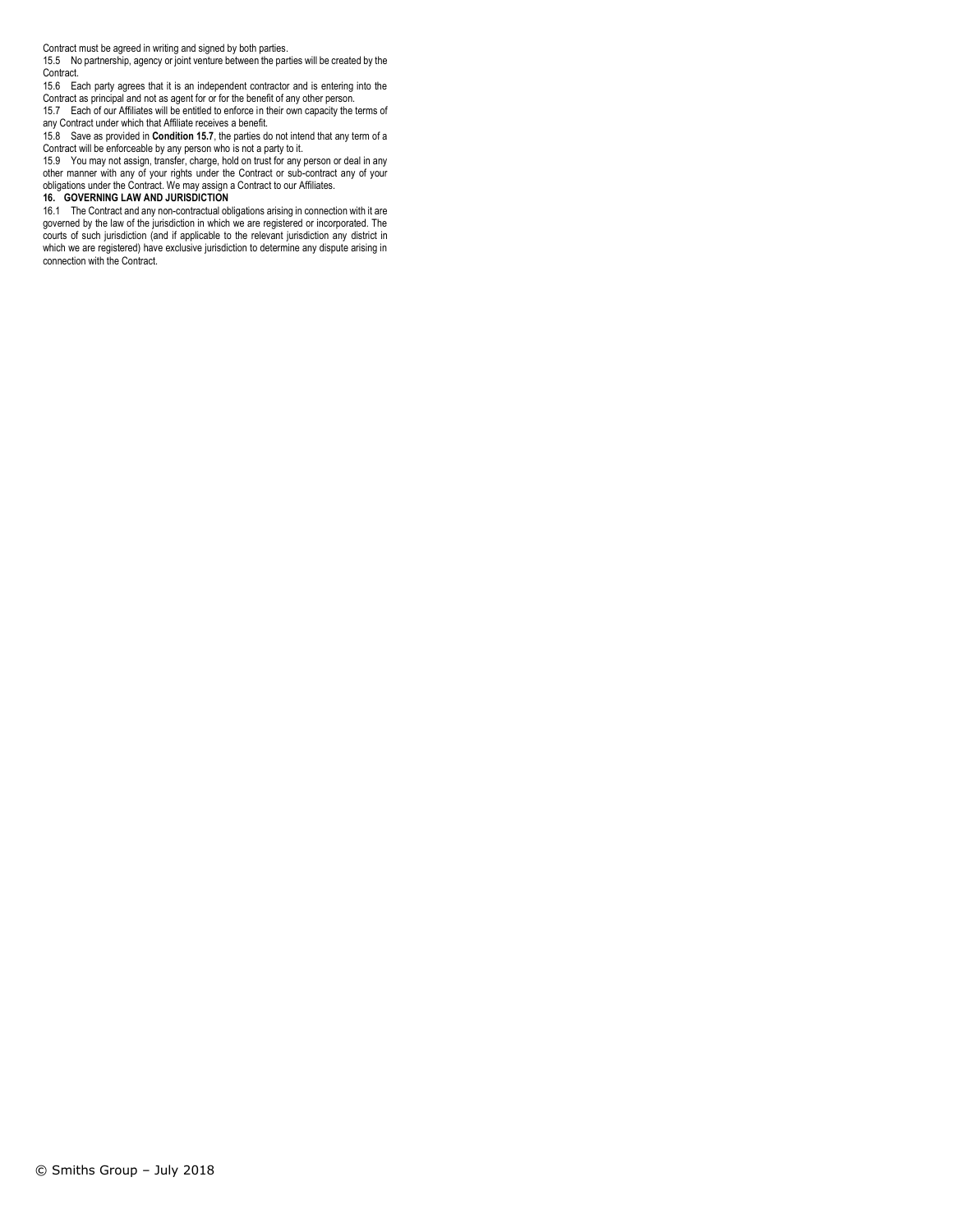Contract must be agreed in writing and signed by both parties.

15.5 No partnership, agency or joint venture between the parties will be created by the Contract.

15.6 Each party agrees that it is an independent contractor and is entering into the Contract as principal and not as agent for or for the benefit of any other person.

15.7 Each of our Affiliates will be entitled to enforce in their own capacity the terms of any Contract under which that Affiliate receives a benefit.

15.8 Save as provided in **Condition 15.7**, the parties do not intend that any term of a Contract will be enforceable by any person who is not a party to it.

15.9 You may not assign, transfer, charge, hold on trust for any person or deal in any other manner with any of your rights under the Contract or sub-contract any of your obligations under the Contract. We may assign a Contract to our Affiliates.

**16. GOVERNING LAW AND JURISDICTION**

16.1 The Contract and any non-contractual obligations arising in connection with it are governed by the law of the jurisdiction in which we are registered or incorporated. The courts of such jurisdiction (and if applicable to the relevant jurisdiction any district in which we are registered) have exclusive jurisdiction to determine any dispute arising in connection with the Contract.

© Smiths Group – July 2018